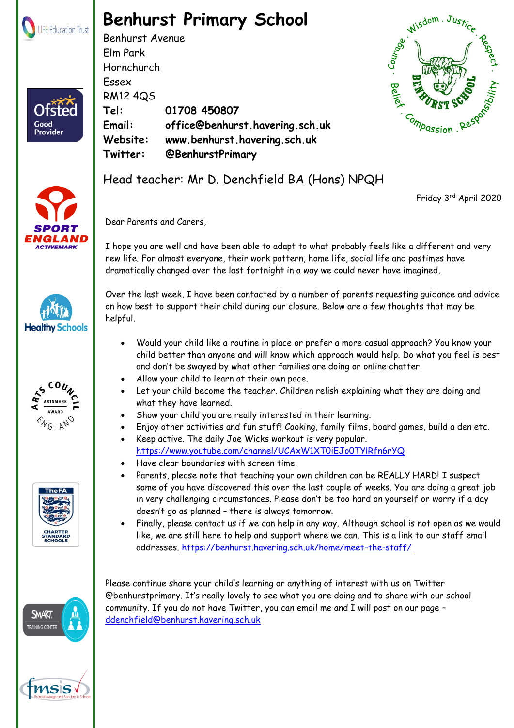# Benhurst Primary School

Benhurst Avenue
Elm Park
Hornchurch
Essex
RM12 4QS

**Tel:** **01708 450807**
**Email:** **office@benhurst.havering.sch.uk**
**Website:** **www.benhurst.havering.sch.uk**
**Twitter:** **@BenhurstPrimary**

Head teacher: Mr D. Denchfield BA (Hons) NPQH

Friday 3rd April 2020

Dear Parents and Carers,

I hope you are well and have been able to adapt to what probably feels like a different and very new life. For almost everyone, their work pattern, home life, social life and pastimes have dramatically changed over the last fortnight in a way we could never have imagined.

Over the last week, I have been contacted by a number of parents requesting guidance and advice on how best to support their child during our closure. Below are a few thoughts that may be helpful.

- Would your child like a routine in place or prefer a more casual approach? You know your child better than anyone and will know which approach would help. Do what you feel is best and don't be swayed by what other families are doing or online chatter.
- Allow your child to learn at their own pace.
- Let your child become the teacher. Children relish explaining what they are doing and what they have learned.
- Show your child you are really interested in their learning.
- Enjoy other activities and fun stuff! Cooking, family films, board games, build a den etc.
- Keep active. The daily Joe Wicks workout is very popular. https://www.youtube.com/channel/UCAxW1XT0iEJo0TYlRfn6rYQ
- Have clear boundaries with screen time.
- Parents, please note that teaching your own children can be REALLY HARD! I suspect some of you have discovered this over the last couple of weeks. You are doing a great job in very challenging circumstances. Please don't be too hard on yourself or worry if a day doesn't go as planned – there is always tomorrow.
- Finally, please contact us if we can help in any way. Although school is not open as we would like, we are still here to help and support where we can. This is a link to our staff email addresses. https://benhurst.havering.sch.uk/home/meet-the-staff/

Please continue share your child's learning or anything of interest with us on Twitter @benhurstprimary. It's really lovely to see what you are doing and to share with our school community. If you do not have Twitter, you can email me and I will post on our page – ddenchfield@benhurst.havering.sch.uk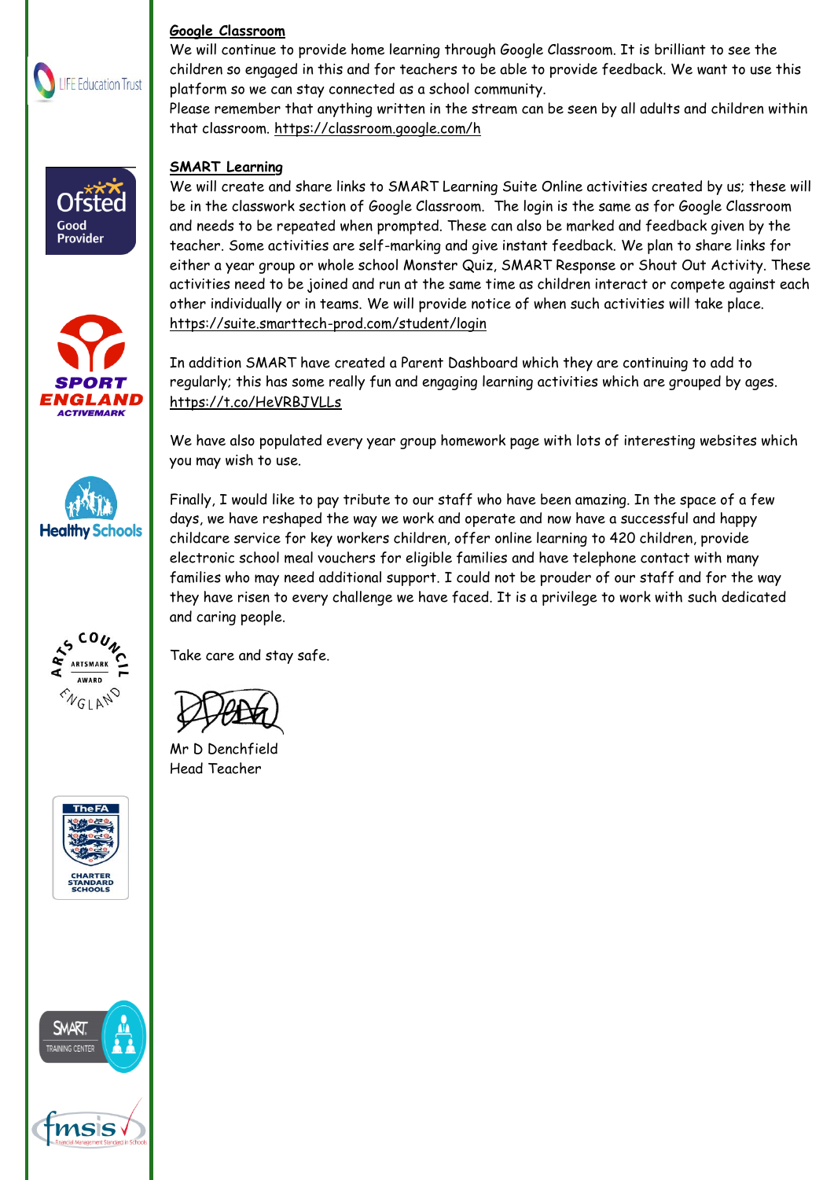**Google Classroom**

We will continue to provide home learning through Google Classroom. It is brilliant to see the children so engaged in this and for teachers to be able to provide feedback. We want to use this platform so we can stay connected as a school community.

Please remember that anything written in the stream can be seen by all adults and children within that classroom. https://classroom.google.com/h

**SMART Learning**

We will create and share links to SMART Learning Suite Online activities created by us; these will be in the classwork section of Google Classroom. The login is the same as for Google Classroom and needs to be repeated when prompted. These can also be marked and feedback given by the teacher. Some activities are self-marking and give instant feedback. We plan to share links for either a year group or whole school Monster Quiz, SMART Response or Shout Out Activity. These activities need to be joined and run at the same time as children interact or compete against each other individually or in teams. We will provide notice of when such activities will take place. https://suite.smarttech-prod.com/student/login

In addition SMART have created a Parent Dashboard which they are continuing to add to regularly; this has some really fun and engaging learning activities which are grouped by ages. https://t.co/HeVRBJVLLs

We have also populated every year group homework page with lots of interesting websites which you may wish to use.

Finally, I would like to pay tribute to our staff who have been amazing. In the space of a few days, we have reshaped the way we work and operate and now have a successful and happy childcare service for key workers children, offer online learning to 420 children, provide electronic school meal vouchers for eligible families and have telephone contact with many families who may need additional support. I could not be prouder of our staff and for the way they have risen to every challenge we have faced. It is a privilege to work with such dedicated and caring people.

Take care and stay safe.

Mr D Denchfield
Head Teacher